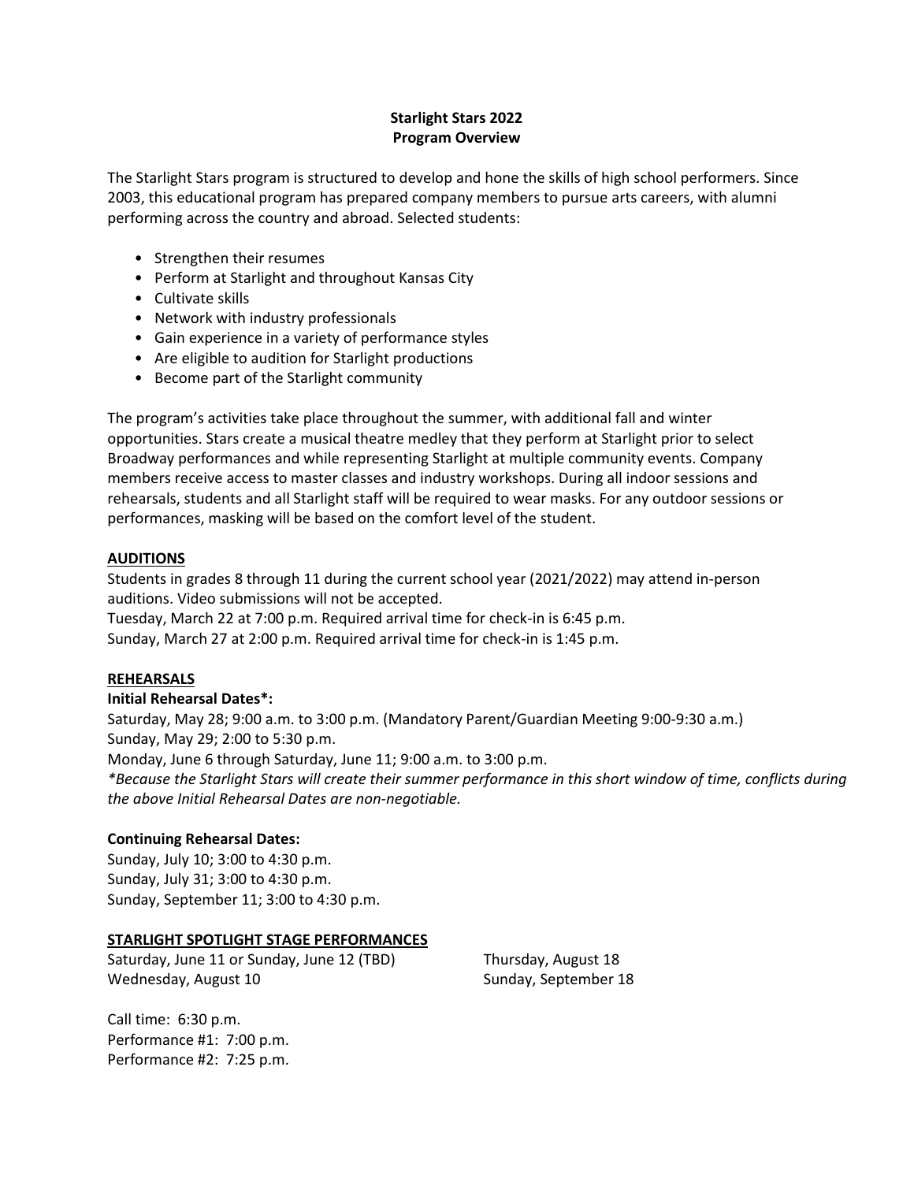**Starlight Stars 2022**
**Program Overview**

The Starlight Stars program is structured to develop and hone the skills of high school performers. Since 2003, this educational program has prepared company members to pursue arts careers, with alumni performing across the country and abroad. Selected students:

- Strengthen their resumes
- Perform at Starlight and throughout Kansas City
- Cultivate skills
- Network with industry professionals
- Gain experience in a variety of performance styles
- Are eligible to audition for Starlight productions
- Become part of the Starlight community

The program's activities take place throughout the summer, with additional fall and winter opportunities. Stars create a musical theatre medley that they perform at Starlight prior to select Broadway performances and while representing Starlight at multiple community events. Company members receive access to master classes and industry workshops. During all indoor sessions and rehearsals, students and all Starlight staff will be required to wear masks. For any outdoor sessions or performances, masking will be based on the comfort level of the student.

## AUDITIONS

Students in grades 8 through 11 during the current school year (2021/2022) may attend in-person auditions. Video submissions will not be accepted.
Tuesday, March 22 at 7:00 p.m. Required arrival time for check-in is 6:45 p.m.
Sunday, March 27 at 2:00 p.m. Required arrival time for check-in is 1:45 p.m.

## REHEARSALS

**Initial Rehearsal Dates*:**
Saturday, May 28; 9:00 a.m. to 3:00 p.m. (Mandatory Parent/Guardian Meeting 9:00-9:30 a.m.)
Sunday, May 29; 2:00 to 5:30 p.m.
Monday, June 6 through Saturday, June 11; 9:00 a.m. to 3:00 p.m.
*\*Because the Starlight Stars will create their summer performance in this short window of time, conflicts during the above Initial Rehearsal Dates are non-negotiable.*

**Continuing Rehearsal Dates:**
Sunday, July 10; 3:00 to 4:30 p.m.
Sunday, July 31; 3:00 to 4:30 p.m.
Sunday, September 11; 3:00 to 4:30 p.m.

## STARLIGHT SPOTLIGHT STAGE PERFORMANCES

Saturday, June 11 or Sunday, June 12 (TBD)
Wednesday, August 10
Thursday, August 18
Sunday, September 18

Call time: 6:30 p.m.
Performance #1: 7:00 p.m.
Performance #2: 7:25 p.m.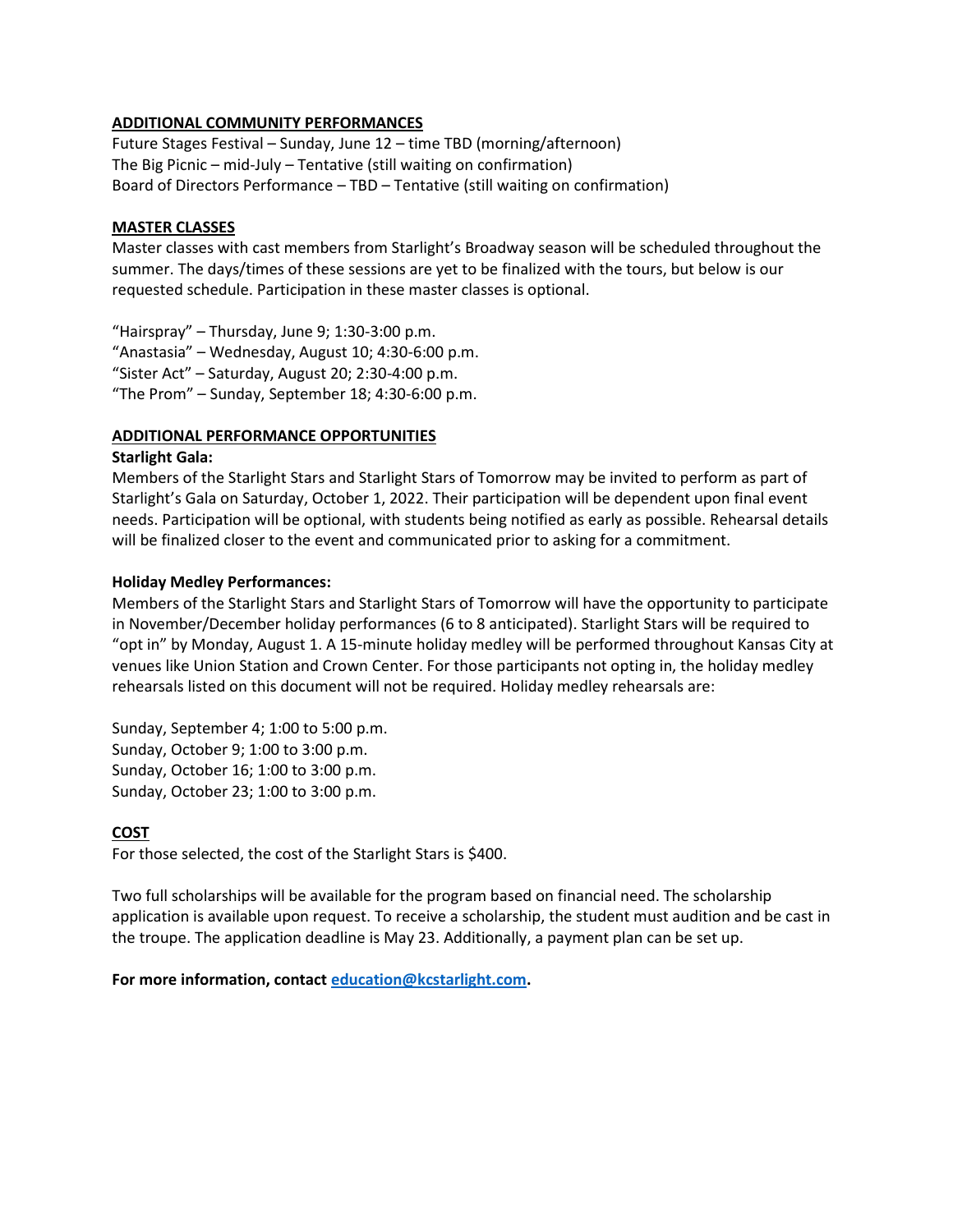## ADDITIONAL COMMUNITY PERFORMANCES

Future Stages Festival – Sunday, June 12 – time TBD (morning/afternoon)
The Big Picnic – mid-July – Tentative (still waiting on confirmation)
Board of Directors Performance – TBD – Tentative (still waiting on confirmation)

## MASTER CLASSES

Master classes with cast members from Starlight's Broadway season will be scheduled throughout the summer. The days/times of these sessions are yet to be finalized with the tours, but below is our requested schedule. Participation in these master classes is optional.

"Hairspray" – Thursday, June 9; 1:30-3:00 p.m.
"Anastasia" – Wednesday, August 10; 4:30-6:00 p.m.
"Sister Act" – Saturday, August 20; 2:30-4:00 p.m.
"The Prom" – Sunday, September 18; 4:30-6:00 p.m.

## ADDITIONAL PERFORMANCE OPPORTUNITIES

**Starlight Gala:**
Members of the Starlight Stars and Starlight Stars of Tomorrow may be invited to perform as part of Starlight's Gala on Saturday, October 1, 2022. Their participation will be dependent upon final event needs. Participation will be optional, with students being notified as early as possible. Rehearsal details will be finalized closer to the event and communicated prior to asking for a commitment.

**Holiday Medley Performances:**
Members of the Starlight Stars and Starlight Stars of Tomorrow will have the opportunity to participate in November/December holiday performances (6 to 8 anticipated). Starlight Stars will be required to "opt in" by Monday, August 1. A 15-minute holiday medley will be performed throughout Kansas City at venues like Union Station and Crown Center. For those participants not opting in, the holiday medley rehearsals listed on this document will not be required. Holiday medley rehearsals are:

Sunday, September 4; 1:00 to 5:00 p.m.
Sunday, October 9; 1:00 to 3:00 p.m.
Sunday, October 16; 1:00 to 3:00 p.m.
Sunday, October 23; 1:00 to 3:00 p.m.

## COST

For those selected, the cost of the Starlight Stars is $400.

Two full scholarships will be available for the program based on financial need. The scholarship application is available upon request. To receive a scholarship, the student must audition and be cast in the troupe. The application deadline is May 23. Additionally, a payment plan can be set up.

**For more information, contact [education@kcstarlight.com](mailto:education@kcstarlight.com).**